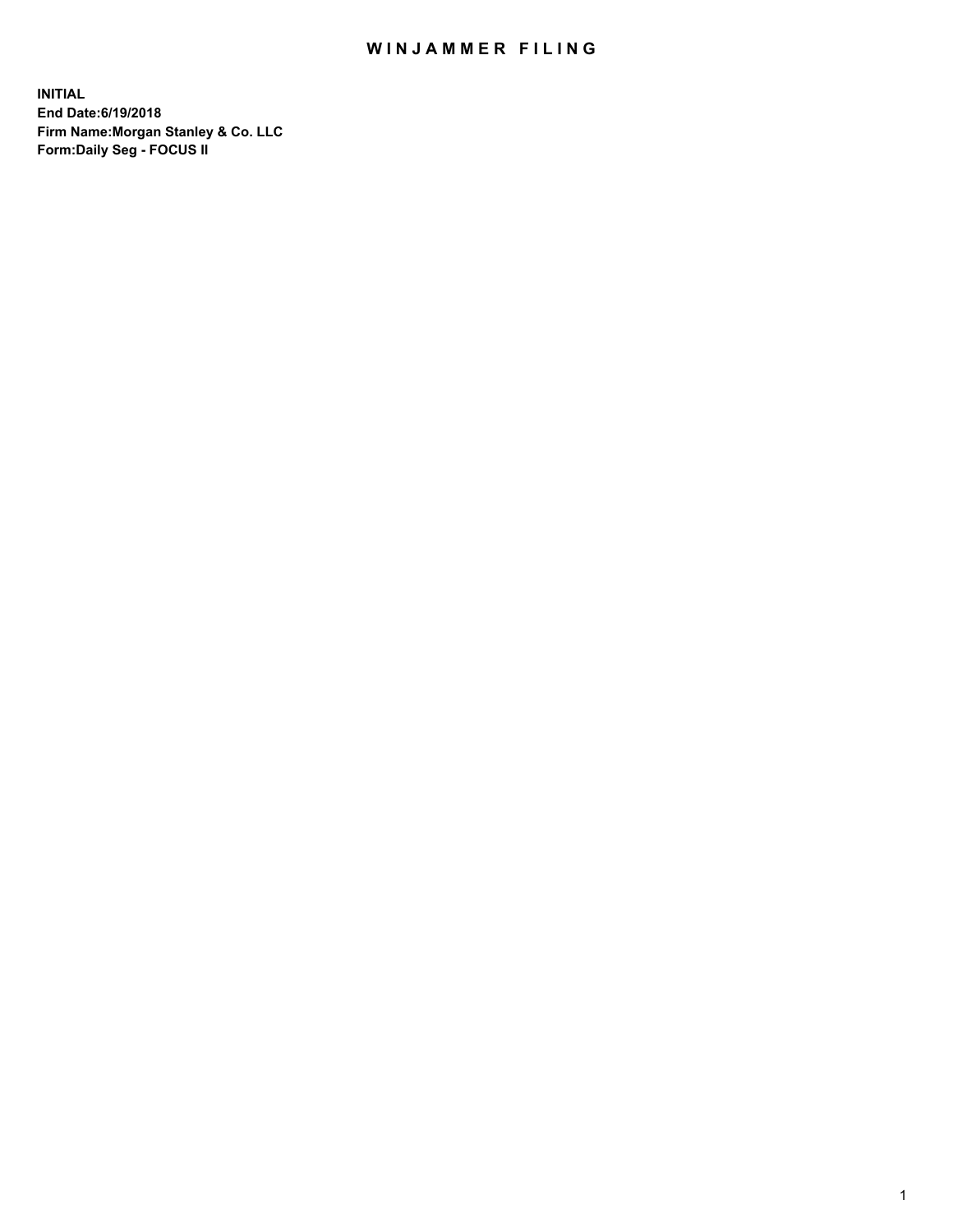# WINJAMMER FILING

**INITIAL**
**End Date:6/19/2018**
**Firm Name:Morgan Stanley & Co. LLC**
**Form:Daily Seg - FOCUS II**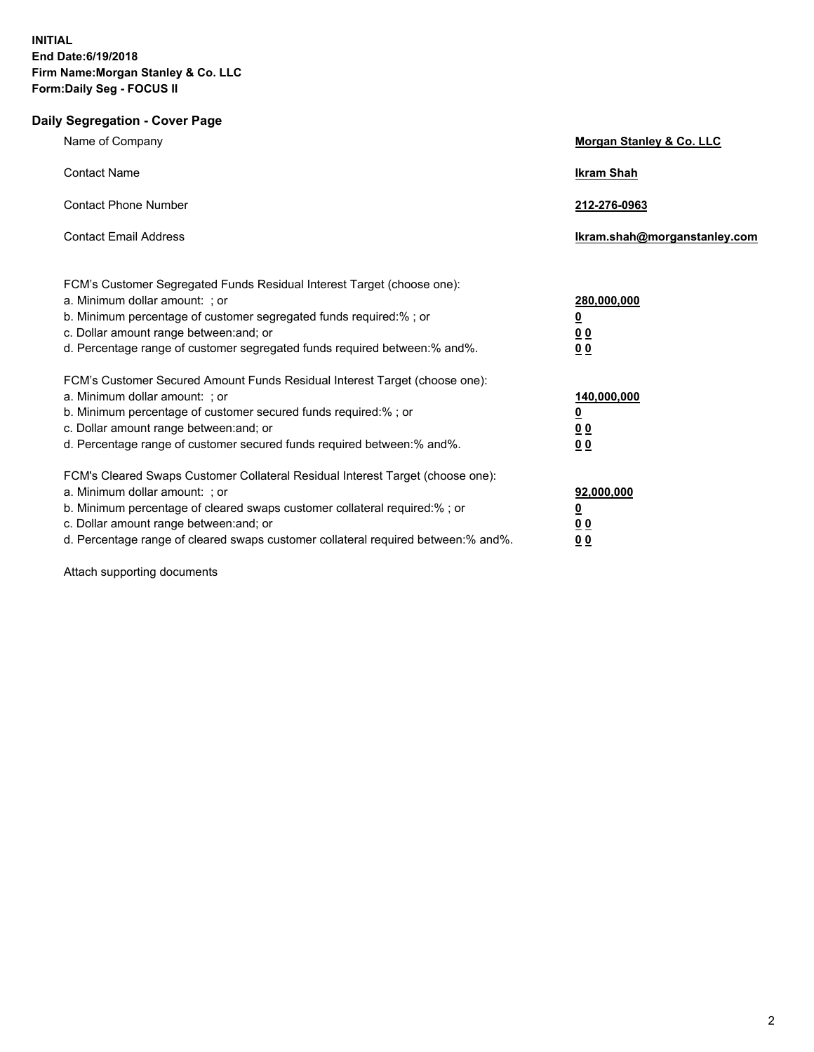**INITIAL**
**End Date:6/19/2018**
**Firm Name:Morgan Stanley & Co. LLC**
**Form:Daily Seg - FOCUS II**

## Daily Segregation - Cover Page

| | |
|---|---|
| Name of Company | **Morgan Stanley & Co. LLC** |
| Contact Name | **Ikram Shah** |
| Contact Phone Number | **212-276-0963** |
| Contact Email Address | **Ikram.shah@morganstanley.com** |

FCM's Customer Segregated Funds Residual Interest Target (choose one):

| | |
|---|---|
| a. Minimum dollar amount: ; or | **280,000,000** |
| b. Minimum percentage of customer segregated funds required:% ; or | **0** |
| c. Dollar amount range between:and; or | **0 0** |
| d. Percentage range of customer segregated funds required between:% and%. | **0 0** |

FCM's Customer Secured Amount Funds Residual Interest Target (choose one):

| | |
|---|---|
| a. Minimum dollar amount: ; or | **140,000,000** |
| b. Minimum percentage of customer secured funds required:% ; or | **0** |
| c. Dollar amount range between:and; or | **0 0** |
| d. Percentage range of customer secured funds required between:% and%. | **0 0** |

FCM's Cleared Swaps Customer Collateral Residual Interest Target (choose one):

| | |
|---|---|
| a. Minimum dollar amount: ; or | **92,000,000** |
| b. Minimum percentage of cleared swaps customer collateral required:% ; or | **0** |
| c. Dollar amount range between:and; or | **0 0** |
| d. Percentage range of cleared swaps customer collateral required between:% and%. | **0 0** |

Attach supporting documents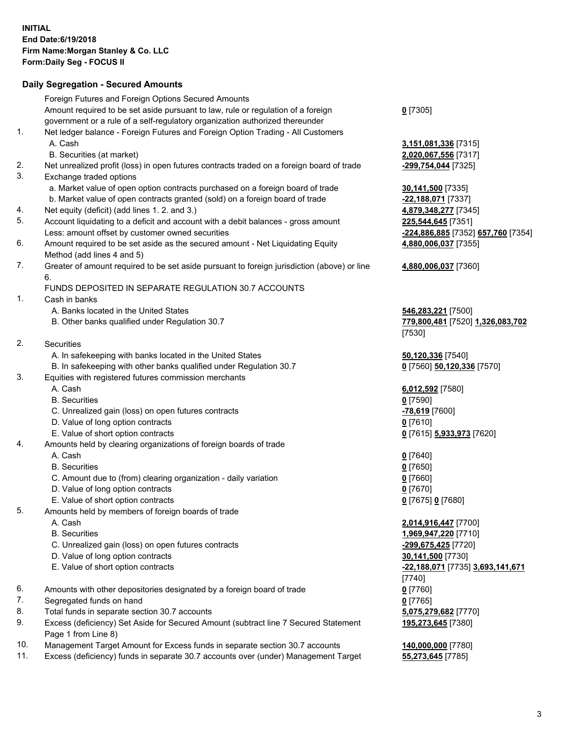**INITIAL**
**End Date:6/19/2018**
**Firm Name:Morgan Stanley & Co. LLC**
**Form:Daily Seg - FOCUS II**

## Daily Segregation - Secured Amounts

| | | |
|---|---|---|
| | Foreign Futures and Foreign Options Secured Amounts | |
| | Amount required to be set aside pursuant to law, rule or regulation of a foreign government or a rule of a self-regulatory organization authorized thereunder | **0** [7305] |
| 1. | Net ledger balance - Foreign Futures and Foreign Option Trading - All Customers | |
| | A. Cash | **3,151,081,336** [7315] |
| | B. Securities (at market) | **2,020,067,556** [7317] |
| 2. | Net unrealized profit (loss) in open futures contracts traded on a foreign board of trade | **-299,754,044** [7325] |
| 3. | Exchange traded options | |
| | a. Market value of open option contracts purchased on a foreign board of trade | **30,141,500** [7335] |
| | b. Market value of open contracts granted (sold) on a foreign board of trade | **-22,188,071** [7337] |
| 4. | Net equity (deficit) (add lines 1. 2. and 3.) | **4,879,348,277** [7345] |
| 5. | Account liquidating to a deficit and account with a debit balances - gross amount | **225,544,645** [7351] |
| | Less: amount offset by customer owned securities | **-224,886,885** [7352] **657,760** [7354] |
| 6. | Amount required to be set aside as the secured amount - Net Liquidating Equity Method (add lines 4 and 5) | **4,880,006,037** [7355] |
| 7. | Greater of amount required to be set aside pursuant to foreign jurisdiction (above) or line 6. | **4,880,006,037** [7360] |
| | FUNDS DEPOSITED IN SEPARATE REGULATION 30.7 ACCOUNTS | |
| 1. | Cash in banks | |
| | A. Banks located in the United States | **546,283,221** [7500] |
| | B. Other banks qualified under Regulation 30.7 | **779,800,481** [7520] **1,326,083,702** [7530] |
| 2. | Securities | |
| | A. In safekeeping with banks located in the United States | **50,120,336** [7540] |
| | B. In safekeeping with other banks qualified under Regulation 30.7 | **0** [7560] **50,120,336** [7570] |
| 3. | Equities with registered futures commission merchants | |
| | A. Cash | **6,012,592** [7580] |
| | B. Securities | **0** [7590] |
| | C. Unrealized gain (loss) on open futures contracts | **-78,619** [7600] |
| | D. Value of long option contracts | **0** [7610] |
| | E. Value of short option contracts | **0** [7615] **5,933,973** [7620] |
| 4. | Amounts held by clearing organizations of foreign boards of trade | |
| | A. Cash | **0** [7640] |
| | B. Securities | **0** [7650] |
| | C. Amount due to (from) clearing organization - daily variation | **0** [7660] |
| | D. Value of long option contracts | **0** [7670] |
| | E. Value of short option contracts | **0** [7675] **0** [7680] |
| 5. | Amounts held by members of foreign boards of trade | |
| | A. Cash | **2,014,916,447** [7700] |
| | B. Securities | **1,969,947,220** [7710] |
| | C. Unrealized gain (loss) on open futures contracts | **-299,675,425** [7720] |
| | D. Value of long option contracts | **30,141,500** [7730] |
| | E. Value of short option contracts | **-22,188,071** [7735] **3,693,141,671** [7740] |
| 6. | Amounts with other depositories designated by a foreign board of trade | **0** [7760] |
| 7. | Segregated funds on hand | **0** [7765] |
| 8. | Total funds in separate section 30.7 accounts | **5,075,279,682** [7770] |
| 9. | Excess (deficiency) Set Aside for Secured Amount (subtract line 7 Secured Statement Page 1 from Line 8) | **195,273,645** [7380] |
| 10. | Management Target Amount for Excess funds in separate section 30.7 accounts | **140,000,000** [7780] |
| 11. | Excess (deficiency) funds in separate 30.7 accounts over (under) Management Target | **55,273,645** [7785] |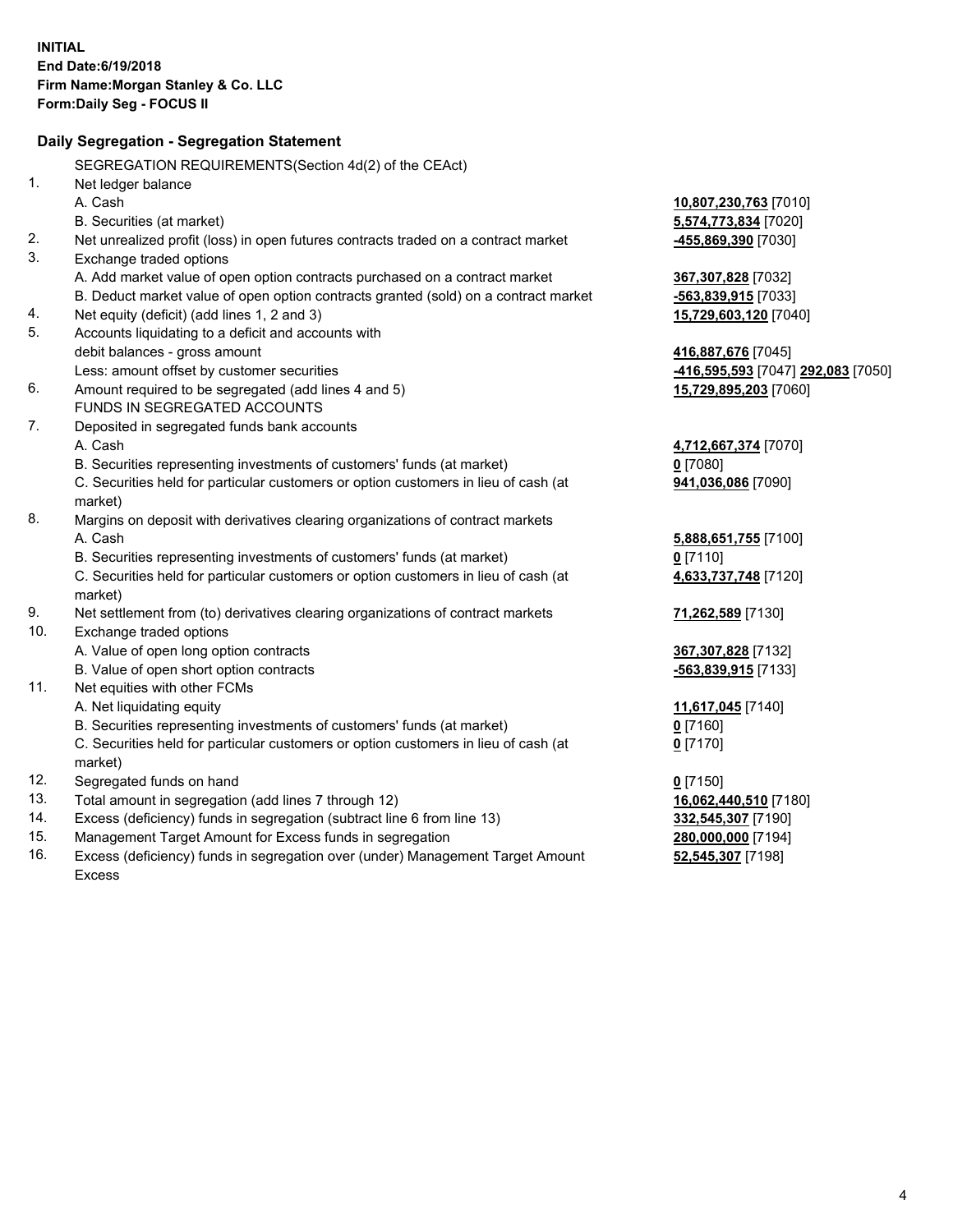**INITIAL**
**End Date:6/19/2018**
**Firm Name:Morgan Stanley & Co. LLC**
**Form:Daily Seg - FOCUS II**

## Daily Segregation - Segregation Statement

| | | |
|---|---|---|
| | SEGREGATION REQUIREMENTS(Section 4d(2) of the CEAct) | |
| 1. | Net ledger balance | |
| | A. Cash | **10,807,230,763** [7010] |
| | B. Securities (at market) | **5,574,773,834** [7020] |
| 2. | Net unrealized profit (loss) in open futures contracts traded on a contract market | **-455,869,390** [7030] |
| 3. | Exchange traded options | |
| | A. Add market value of open option contracts purchased on a contract market | **367,307,828** [7032] |
| | B. Deduct market value of open option contracts granted (sold) on a contract market | **-563,839,915** [7033] |
| 4. | Net equity (deficit) (add lines 1, 2 and 3) | **15,729,603,120** [7040] |
| 5. | Accounts liquidating to a deficit and accounts with debit balances - gross amount | **416,887,676** [7045] |
| | Less: amount offset by customer securities | **-416,595,593** [7047] **292,083** [7050] |
| 6. | Amount required to be segregated (add lines 4 and 5) | **15,729,895,203** [7060] |
| | FUNDS IN SEGREGATED ACCOUNTS | |
| 7. | Deposited in segregated funds bank accounts | |
| | A. Cash | **4,712,667,374** [7070] |
| | B. Securities representing investments of customers' funds (at market) | **0** [7080] |
| | C. Securities held for particular customers or option customers in lieu of cash (at market) | **941,036,086** [7090] |
| 8. | Margins on deposit with derivatives clearing organizations of contract markets | |
| | A. Cash | **5,888,651,755** [7100] |
| | B. Securities representing investments of customers' funds (at market) | **0** [7110] |
| | C. Securities held for particular customers or option customers in lieu of cash (at market) | **4,633,737,748** [7120] |
| 9. | Net settlement from (to) derivatives clearing organizations of contract markets | **71,262,589** [7130] |
| 10. | Exchange traded options | |
| | A. Value of open long option contracts | **367,307,828** [7132] |
| | B. Value of open short option contracts | **-563,839,915** [7133] |
| 11. | Net equities with other FCMs | |
| | A. Net liquidating equity | **11,617,045** [7140] |
| | B. Securities representing investments of customers' funds (at market) | **0** [7160] |
| | C. Securities held for particular customers or option customers in lieu of cash (at market) | **0** [7170] |
| 12. | Segregated funds on hand | **0** [7150] |
| 13. | Total amount in segregation (add lines 7 through 12) | **16,062,440,510** [7180] |
| 14. | Excess (deficiency) funds in segregation (subtract line 6 from line 13) | **332,545,307** [7190] |
| 15. | Management Target Amount for Excess funds in segregation | **280,000,000** [7194] |
| 16. | Excess (deficiency) funds in segregation over (under) Management Target Amount Excess | **52,545,307** [7198] |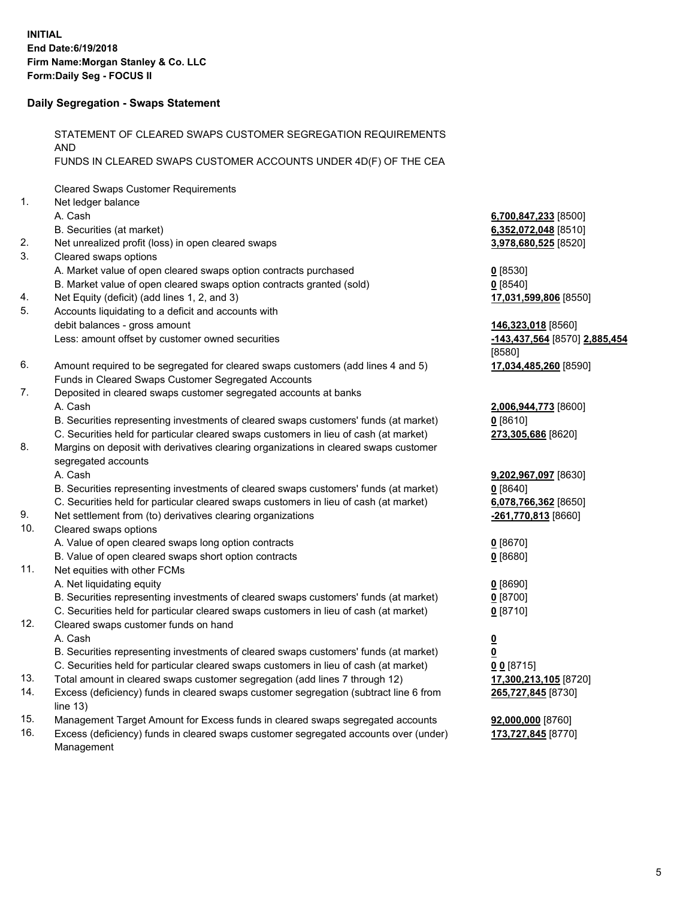**INITIAL**
**End Date:6/19/2018**
**Firm Name:Morgan Stanley & Co. LLC**
**Form:Daily Seg - FOCUS II**

## Daily Segregation - Swaps Statement

STATEMENT OF CLEARED SWAPS CUSTOMER SEGREGATION REQUIREMENTS
AND
FUNDS IN CLEARED SWAPS CUSTOMER ACCOUNTS UNDER 4D(F) OF THE CEA

| | | |
|---|---|---|
| | Cleared Swaps Customer Requirements | |
| 1. | Net ledger balance | |
| | A. Cash | **6,700,847,233** [8500] |
| | B. Securities (at market) | **6,352,072,048** [8510] |
| 2. | Net unrealized profit (loss) in open cleared swaps | **3,978,680,525** [8520] |
| 3. | Cleared swaps options | |
| | A. Market value of open cleared swaps option contracts purchased | **0** [8530] |
| | B. Market value of open cleared swaps option contracts granted (sold) | **0** [8540] |
| 4. | Net Equity (deficit) (add lines 1, 2, and 3) | **17,031,599,806** [8550] |
| 5. | Accounts liquidating to a deficit and accounts with debit balances - gross amount | **146,323,018** [8560] |
| | Less: amount offset by customer owned securities | **-143,437,564** [8570] **2,885,454** [8580] |
| 6. | Amount required to be segregated for cleared swaps customers (add lines 4 and 5) | **17,034,485,260** [8590] |
| | Funds in Cleared Swaps Customer Segregated Accounts | |
| 7. | Deposited in cleared swaps customer segregated accounts at banks | |
| | A. Cash | **2,006,944,773** [8600] |
| | B. Securities representing investments of cleared swaps customers' funds (at market) | **0** [8610] |
| | C. Securities held for particular cleared swaps customers in lieu of cash (at market) | **273,305,686** [8620] |
| 8. | Margins on deposit with derivatives clearing organizations in cleared swaps customer segregated accounts | |
| | A. Cash | **9,202,967,097** [8630] |
| | B. Securities representing investments of cleared swaps customers' funds (at market) | **0** [8640] |
| | C. Securities held for particular cleared swaps customers in lieu of cash (at market) | **6,078,766,362** [8650] |
| 9. | Net settlement from (to) derivatives clearing organizations | **-261,770,813** [8660] |
| 10. | Cleared swaps options | |
| | A. Value of open cleared swaps long option contracts | **0** [8670] |
| | B. Value of open cleared swaps short option contracts | **0** [8680] |
| 11. | Net equities with other FCMs | |
| | A. Net liquidating equity | **0** [8690] |
| | B. Securities representing investments of cleared swaps customers' funds (at market) | **0** [8700] |
| | C. Securities held for particular cleared swaps customers in lieu of cash (at market) | **0** [8710] |
| 12. | Cleared swaps customer funds on hand | |
| | A. Cash | **0** |
| | B. Securities representing investments of cleared swaps customers' funds (at market) | **0** |
| | C. Securities held for particular cleared swaps customers in lieu of cash (at market) | **0** **0** [8715] |
| 13. | Total amount in cleared swaps customer segregation (add lines 7 through 12) | **17,300,213,105** [8720] |
| 14. | Excess (deficiency) funds in cleared swaps customer segregation (subtract line 6 from line 13) | **265,727,845** [8730] |
| 15. | Management Target Amount for Excess funds in cleared swaps segregated accounts | **92,000,000** [8760] |
| 16. | Excess (deficiency) funds in cleared swaps customer segregated accounts over (under) Management | **173,727,845** [8770] |